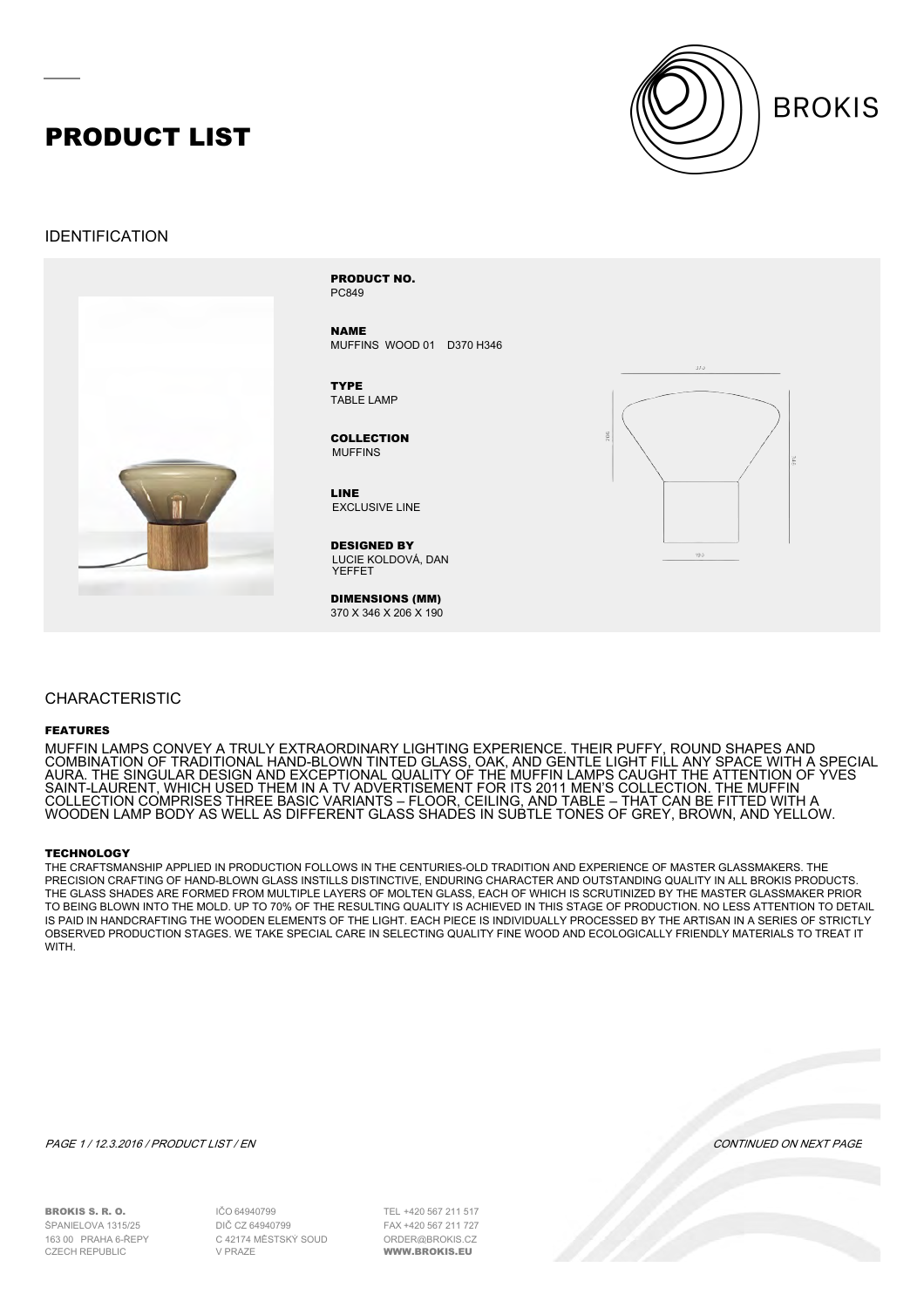# PRODUCT LIST

BROKIS

## IDENTIFICATION

**PRODUCT NO.**
PC849

**NAME**
MUFFINS WOOD 01 D370 H346

**TYPE**
TABLE LAMP

**COLLECTION**
MUFFINS

**LINE**
EXCLUSIVE LINE

**DESIGNED BY**
LUCIE KOLDOVÁ, DAN YEFFET

**DIMENSIONS (MM)**
370 X 346 X 206 X 190

## CHARACTERISTIC

### FEATURES

MUFFIN LAMPS CONVEY A TRULY EXTRAORDINARY LIGHTING EXPERIENCE. THEIR PUFFY, ROUND SHAPES AND COMBINATION OF TRADITIONAL HAND-BLOWN TINTED GLASS, OAK, AND GENTLE LIGHT FILL ANY SPACE WITH A SPECIAL AURA. THE SINGULAR DESIGN AND EXCEPTIONAL QUALITY OF THE MUFFIN LAMPS CAUGHT THE ATTENTION OF YVES SAINT-LAURENT, WHICH USED THEM IN A TV ADVERTISEMENT FOR ITS 2011 MEN'S COLLECTION. THE MUFFIN COLLECTION COMPRISES THREE BASIC VARIANTS – FLOOR, CEILING, AND TABLE – THAT CAN BE FITTED WITH A WOODEN LAMP BODY AS WELL AS DIFFERENT GLASS SHADES IN SUBTLE TONES OF GREY, BROWN, AND YELLOW.

### TECHNOLOGY

THE CRAFTSMANSHIP APPLIED IN PRODUCTION FOLLOWS IN THE CENTURIES-OLD TRADITION AND EXPERIENCE OF MASTER GLASSMAKERS. THE PRECISION CRAFTING OF HAND-BLOWN GLASS INSTILLS DISTINCTIVE, ENDURING CHARACTER AND OUTSTANDING QUALITY IN ALL BROKIS PRODUCTS. THE GLASS SHADES ARE FORMED FROM MULTIPLE LAYERS OF MOLTEN GLASS, EACH OF WHICH IS SCRUTINIZED BY THE MASTER GLASSMAKER PRIOR TO BEING BLOWN INTO THE MOLD. UP TO 70% OF THE RESULTING QUALITY IS ACHIEVED IN THIS STAGE OF PRODUCTION. NO LESS ATTENTION TO DETAIL IS PAID IN HANDCRAFTING THE WOODEN ELEMENTS OF THE LIGHT. EACH PIECE IS INDIVIDUALLY PROCESSED BY THE ARTISAN IN A SERIES OF STRICTLY OBSERVED PRODUCTION STAGES. WE TAKE SPECIAL CARE IN SELECTING QUALITY FINE WOOD AND ECOLOGICALLY FRIENDLY MATERIALS TO TREAT IT WITH.

*CONTINUED ON NEXT PAGE*

**BROKIS S. R. O.**
ŠPANIELOVA 1315/25
163 00 PRAHA 6-ŘEPY
CZECH REPUBLIC

IČO 64940799
DIČ CZ 64940799
C 42174 MĚSTSKÝ SOUD
V PRAZE

TEL +420 567 211 517
FAX +420 567 211 727
ORDER@BROKIS.CZ
**WWW.BROKIS.EU**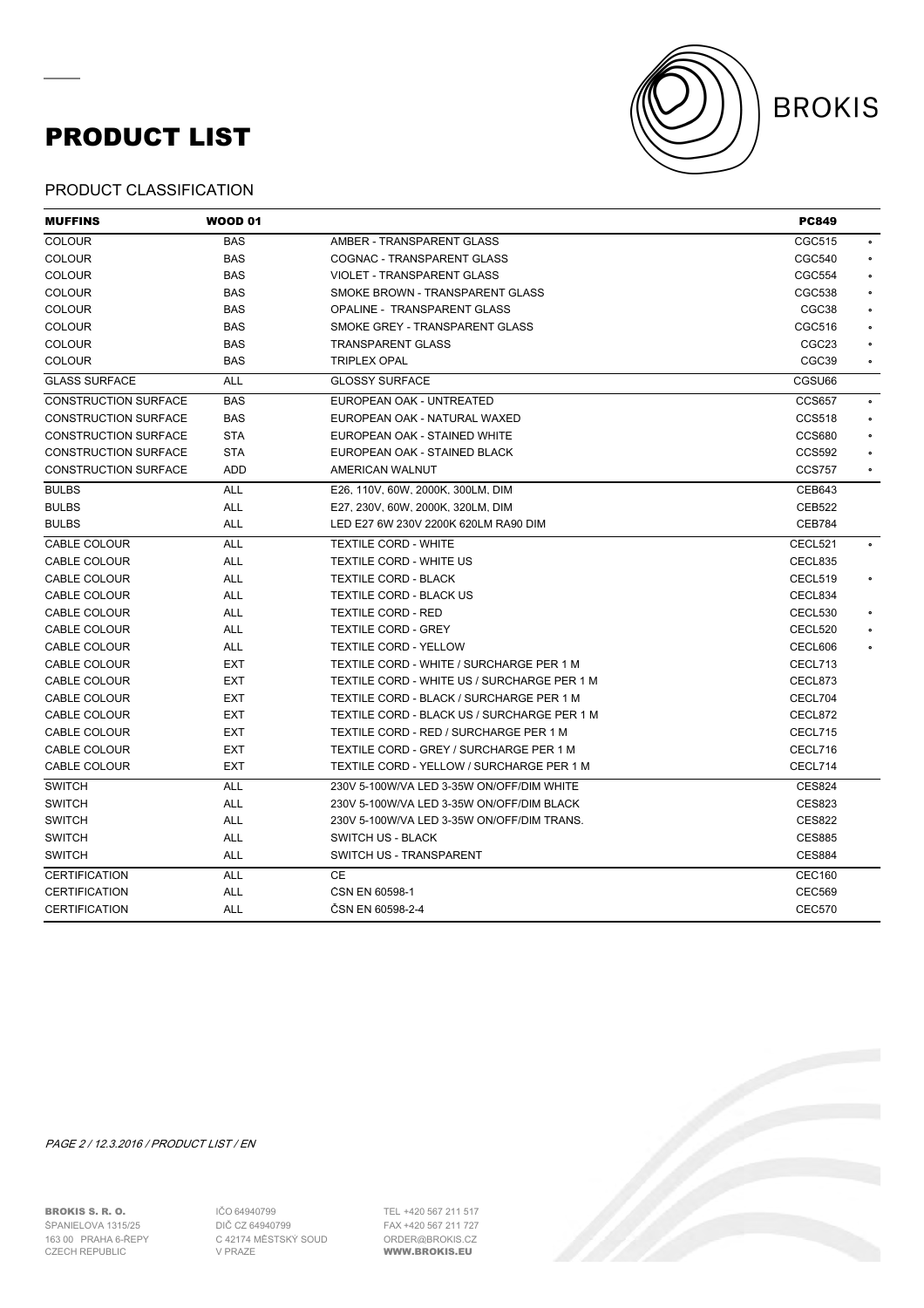# PRODUCT LIST

BROKIS

## PRODUCT CLASSIFICATION

| MUFFINS | WOOD 01 | | PC849 | |
|---|---|---|---|---|
| COLOUR | BAS | AMBER - TRANSPARENT GLASS | CGC515 | • |
| COLOUR | BAS | COGNAC - TRANSPARENT GLASS | CGC540 | • |
| COLOUR | BAS | VIOLET - TRANSPARENT GLASS | CGC554 | • |
| COLOUR | BAS | SMOKE BROWN - TRANSPARENT GLASS | CGC538 | • |
| COLOUR | BAS | OPALINE - TRANSPARENT GLASS | CGC38 | • |
| COLOUR | BAS | SMOKE GREY - TRANSPARENT GLASS | CGC516 | • |
| COLOUR | BAS | TRANSPARENT GLASS | CGC23 | • |
| COLOUR | BAS | TRIPLEX OPAL | CGC39 | • |
| GLASS SURFACE | ALL | GLOSSY SURFACE | CGSU66 | |
| CONSTRUCTION SURFACE | BAS | EUROPEAN OAK - UNTREATED | CCS657 | • |
| CONSTRUCTION SURFACE | BAS | EUROPEAN OAK - NATURAL WAXED | CCS518 | • |
| CONSTRUCTION SURFACE | STA | EUROPEAN OAK - STAINED WHITE | CCS680 | • |
| CONSTRUCTION SURFACE | STA | EUROPEAN OAK - STAINED BLACK | CCS592 | • |
| CONSTRUCTION SURFACE | ADD | AMERICAN WALNUT | CCS757 | • |
| BULBS | ALL | E26, 110V, 60W, 2000K, 300LM, DIM | CEB643 | |
| BULBS | ALL | E27, 230V, 60W, 2000K, 320LM, DIM | CEB522 | |
| BULBS | ALL | LED E27 6W 230V 2200K 620LM RA90 DIM | CEB784 | |
| CABLE COLOUR | ALL | TEXTILE CORD - WHITE | CECL521 | • |
| CABLE COLOUR | ALL | TEXTILE CORD - WHITE US | CECL835 | |
| CABLE COLOUR | ALL | TEXTILE CORD - BLACK | CECL519 | • |
| CABLE COLOUR | ALL | TEXTILE CORD - BLACK US | CECL834 | |
| CABLE COLOUR | ALL | TEXTILE CORD - RED | CECL530 | • |
| CABLE COLOUR | ALL | TEXTILE CORD - GREY | CECL520 | • |
| CABLE COLOUR | ALL | TEXTILE CORD - YELLOW | CECL606 | • |
| CABLE COLOUR | EXT | TEXTILE CORD - WHITE / SURCHARGE PER 1 M | CECL713 | |
| CABLE COLOUR | EXT | TEXTILE CORD - WHITE US / SURCHARGE PER 1 M | CECL873 | |
| CABLE COLOUR | EXT | TEXTILE CORD - BLACK / SURCHARGE PER 1 M | CECL704 | |
| CABLE COLOUR | EXT | TEXTILE CORD - BLACK US / SURCHARGE PER 1 M | CECL872 | |
| CABLE COLOUR | EXT | TEXTILE CORD - RED / SURCHARGE PER 1 M | CECL715 | |
| CABLE COLOUR | EXT | TEXTILE CORD - GREY / SURCHARGE PER 1 M | CECL716 | |
| CABLE COLOUR | EXT | TEXTILE CORD - YELLOW / SURCHARGE PER 1 M | CECL714 | |
| SWITCH | ALL | 230V 5-100W/VA LED 3-35W ON/OFF/DIM WHITE | CES824 | |
| SWITCH | ALL | 230V 5-100W/VA LED 3-35W ON/OFF/DIM BLACK | CES823 | |
| SWITCH | ALL | 230V 5-100W/VA LED 3-35W ON/OFF/DIM TRANS. | CES822 | |
| SWITCH | ALL | SWITCH US - BLACK | CES885 | |
| SWITCH | ALL | SWITCH US - TRANSPARENT | CES884 | |
| CERTIFICATION | ALL | CE | CEC160 | |
| CERTIFICATION | ALL | ČSN EN 60598-1 | CEC569 | |
| CERTIFICATION | ALL | ČSN EN 60598-2-4 | CEC570 | |

*PAGE 2 / 12.3.2016 / PRODUCT LIST / EN*

**BROKIS S. R. O.**
ŠPANIELOVA 1315/25
163 00 PRAHA 6-ŘEPY
CZECH REPUBLIC

IČO 64940799
DIČ CZ 64940799
C 42174 MĚSTSKÝ SOUD
V PRAZE

TEL +420 567 211 517
FAX +420 567 211 727
ORDER@BROKIS.CZ
**WWW.BROKIS.EU**